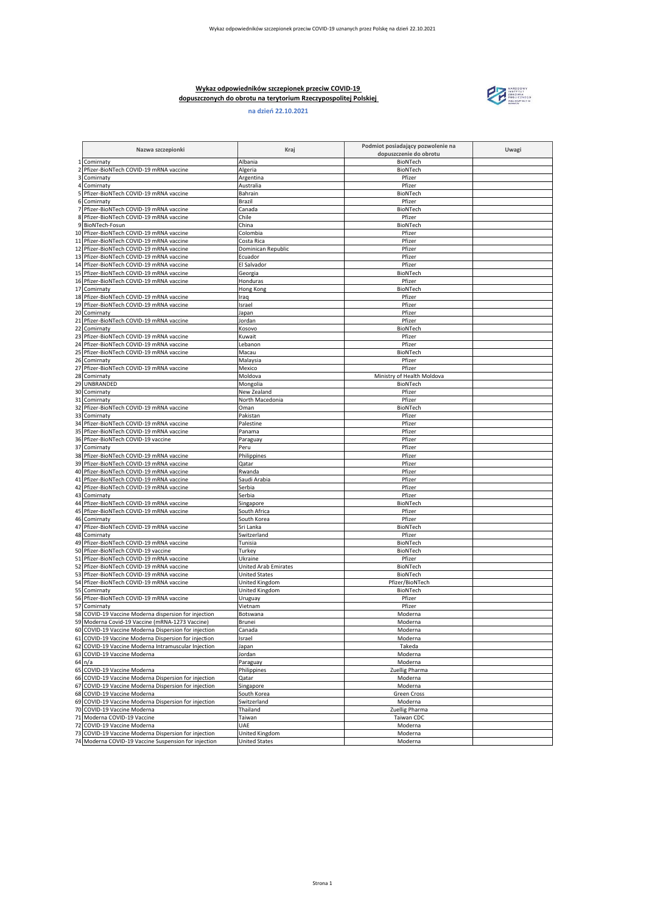# Wykaz odpowiedników szczepionek przeciw COVID-19 dopuszczonych do obrotu na terytorium Rzeczypospolitej Polskiej

**na dzień 22.10.2021**

| | Nazwa szczepionki | Kraj | Podmiot posiadający pozwolenie na dopuszczenie do obrotu | Uwagi |
|---|---|---|---|---|
| 1 | Comirnaty | Albania | BioNTech | |
| 2 | Pfizer-BioNTech COVID-19 mRNA vaccine | Algeria | BioNTech | |
| 3 | Comirnaty | Argentina | Pfizer | |
| 4 | Comirnaty | Australia | Pfizer | |
| 5 | Pfizer-BioNTech COVID-19 mRNA vaccine | Bahrain | BioNTech | |
| 6 | Comirnaty | Brazil | Pfizer | |
| 7 | Pfizer-BioNTech COVID-19 mRNA vaccine | Canada | BioNTech | |
| 8 | Pfizer-BioNTech COVID-19 mRNA vaccine | Chile | Pfizer | |
| 9 | BioNTech-Fosun | China | BioNTech | |
| 10 | Pfizer-BioNTech COVID-19 mRNA vaccine | Colombia | Pfizer | |
| 11 | Pfizer-BioNTech COVID-19 mRNA vaccine | Costa Rica | Pfizer | |
| 12 | Pfizer-BioNTech COVID-19 mRNA vaccine | Dominican Republic | Pfizer | |
| 13 | Pfizer-BioNTech COVID-19 mRNA vaccine | Ecuador | Pfizer | |
| 14 | Pfizer-BioNTech COVID-19 mRNA vaccine | El Salvador | Pfizer | |
| 15 | Pfizer-BioNTech COVID-19 mRNA vaccine | Georgia | BioNTech | |
| 16 | Pfizer-BioNTech COVID-19 mRNA vaccine | Honduras | Pfizer | |
| 17 | Comirnaty | Hong Kong | BioNTech | |
| 18 | Pfizer-BioNTech COVID-19 mRNA vaccine | Iraq | Pfizer | |
| 19 | Pfizer-BioNTech COVID-19 mRNA vaccine | Israel | Pfizer | |
| 20 | Comirnaty | Japan | Pfizer | |
| 21 | Pfizer-BioNTech COVID-19 mRNA vaccine | Jordan | Pfizer | |
| 22 | Comirnaty | Kosovo | BioNTech | |
| 23 | Pfizer-BioNTech COVID-19 mRNA vaccine | Kuwait | Pfizer | |
| 24 | Pfizer-BioNTech COVID-19 mRNA vaccine | Lebanon | Pfizer | |
| 25 | Pfizer-BioNTech COVID-19 mRNA vaccine | Macau | BioNTech | |
| 26 | Comirnaty | Malaysia | Pfizer | |
| 27 | Pfizer-BioNTech COVID-19 mRNA vaccine | Mexico | Pfizer | |
| 28 | Comirnaty | Moldova | Ministry of Health Moldova | |
| 29 | UNBRANDED | Mongolia | BioNTech | |
| 30 | Comirnaty | New Zealand | Pfizer | |
| 31 | Comirnaty | North Macedonia | Pfizer | |
| 32 | Pfizer-BioNTech COVID-19 mRNA vaccine | Oman | BioNTech | |
| 33 | Comirnaty | Pakistan | Pfizer | |
| 34 | Pfizer-BioNTech COVID-19 mRNA vaccine | Palestine | Pfizer | |
| 35 | Pfizer-BioNTech COVID-19 mRNA vaccine | Panama | Pfizer | |
| 36 | Pfizer-BioNTech COVID-19 vaccine | Paraguay | Pfizer | |
| 37 | Comirnaty | Peru | Pfizer | |
| 38 | Pfizer-BioNTech COVID-19 mRNA vaccine | Philippines | Pfizer | |
| 39 | Pfizer-BioNTech COVID-19 mRNA vaccine | Qatar | Pfizer | |
| 40 | Pfizer-BioNTech COVID-19 mRNA vaccine | Rwanda | Pfizer | |
| 41 | Pfizer-BioNTech COVID-19 mRNA vaccine | Saudi Arabia | Pfizer | |
| 42 | Pfizer-BioNTech COVID-19 mRNA vaccine | Serbia | Pfizer | |
| 43 | Comirnaty | Serbia | Pfizer | |
| 44 | Pfizer-BioNTech COVID-19 mRNA vaccine | Singapore | BioNTech | |
| 45 | Pfizer-BioNTech COVID-19 mRNA vaccine | South Africa | Pfizer | |
| 46 | Comirnaty | South Korea | Pfizer | |
| 47 | Pfizer-BioNTech COVID-19 mRNA vaccine | Sri Lanka | BioNTech | |
| 48 | Comirnaty | Switzerland | Pfizer | |
| 49 | Pfizer-BioNTech COVID-19 mRNA vaccine | Tunisia | BioNTech | |
| 50 | Pfizer-BioNTech COVID-19 vaccine | Turkey | BioNTech | |
| 51 | Pfizer-BioNTech COVID-19 mRNA vaccine | Ukraine | Pfizer | |
| 52 | Pfizer-BioNTech COVID-19 mRNA vaccine | United Arab Emirates | BioNTech | |
| 53 | Pfizer-BioNTech COVID-19 mRNA vaccine | United States | BioNTech | |
| 54 | Pfizer-BioNTech COVID-19 mRNA vaccine | United Kingdom | Pfizer/BioNTech | |
| 55 | Comirnaty | United Kingdom | BioNTech | |
| 56 | Pfizer-BioNTech COVID-19 mRNA vaccine | Uruguay | Pfizer | |
| 57 | Comirnaty | Vietnam | Pfizer | |
| 58 | COVID-19 Vaccine Moderna dispersion for injection | Botswana | Moderna | |
| 59 | Moderna Covid-19 Vaccine (mRNA-1273 Vaccine) | Brunei | Moderna | |
| 60 | COVID-19 Vaccine Moderna Dispersion for injection | Canada | Moderna | |
| 61 | COVID-19 Vaccine Moderna Dispersion for injection | Israel | Moderna | |
| 62 | COVID-19 Vaccine Moderna Intramuscular Injection | Japan | Takeda | |
| 63 | COVID-19 Vaccine Moderna | Jordan | Moderna | |
| 64 | n/a | Paraguay | Moderna | |
| 65 | COVID-19 Vaccine Moderna | Philippines | Zuellig Pharma | |
| 66 | COVID-19 Vaccine Moderna Dispersion for injection | Qatar | Moderna | |
| 67 | COVID-19 Vaccine Moderna Dispersion for injection | Singapore | Moderna | |
| 68 | COVID-19 Vaccine Moderna | South Korea | Green Cross | |
| 69 | COVID-19 Vaccine Moderna Dispersion for injection | Switzerland | Moderna | |
| 70 | COVID-19 Vaccine Moderna | Thailand | Zuellig Pharma | |
| 71 | Moderna COVID-19 Vaccine | Taiwan | Taiwan CDC | |
| 72 | COVID-19 Vaccine Moderna | UAE | Moderna | |
| 73 | COVID-19 Vaccine Moderna Dispersion for injection | United Kingdom | Moderna | |
| 74 | Moderna COVID-19 Vaccine Suspension for injection | United States | Moderna | |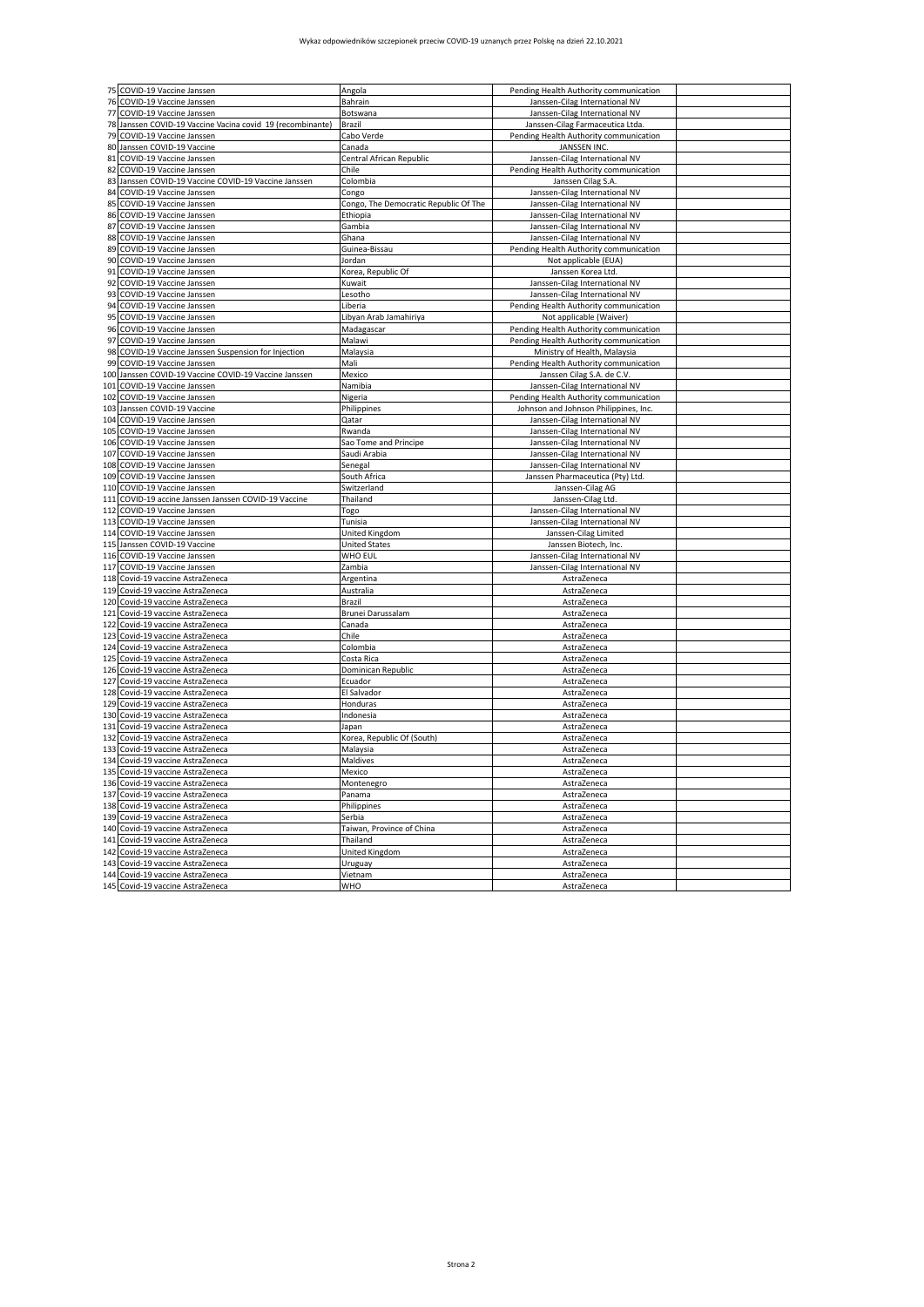| | | | | |
|---|---|---|---|---|
| 75 | COVID-19 Vaccine Janssen | Angola | Pending Health Authority communication | |
| 76 | COVID-19 Vaccine Janssen | Bahrain | Janssen-Cilag International NV | |
| 77 | COVID-19 Vaccine Janssen | Botswana | Janssen-Cilag International NV | |
| 78 | Janssen COVID-19 Vaccine Vacina covid 19 (recombinante) | Brazil | Janssen-Cilag Farmaceutica Ltda. | |
| 79 | COVID-19 Vaccine Janssen | Cabo Verde | Pending Health Authority communication | |
| 80 | Janssen COVID-19 Vaccine | Canada | JANSSEN INC. | |
| 81 | COVID-19 Vaccine Janssen | Central African Republic | Janssen-Cilag International NV | |
| 82 | COVID-19 Vaccine Janssen | Chile | Pending Health Authority communication | |
| 83 | Janssen COVID-19 Vaccine COVID-19 Vaccine Janssen | Colombia | Janssen Cilag S.A. | |
| 84 | COVID-19 Vaccine Janssen | Congo | Janssen-Cilag International NV | |
| 85 | COVID-19 Vaccine Janssen | Congo, The Democratic Republic Of The | Janssen-Cilag International NV | |
| 86 | COVID-19 Vaccine Janssen | Ethiopia | Janssen-Cilag International NV | |
| 87 | COVID-19 Vaccine Janssen | Gambia | Janssen-Cilag International NV | |
| 88 | COVID-19 Vaccine Janssen | Ghana | Janssen-Cilag International NV | |
| 89 | COVID-19 Vaccine Janssen | Guinea-Bissau | Pending Health Authority communication | |
| 90 | COVID-19 Vaccine Janssen | Jordan | Not applicable (EUA) | |
| 91 | COVID-19 Vaccine Janssen | Korea, Republic Of | Janssen Korea Ltd. | |
| 92 | COVID-19 Vaccine Janssen | Kuwait | Janssen-Cilag International NV | |
| 93 | COVID-19 Vaccine Janssen | Lesotho | Janssen-Cilag International NV | |
| 94 | COVID-19 Vaccine Janssen | Liberia | Pending Health Authority communication | |
| 95 | COVID-19 Vaccine Janssen | Libyan Arab Jamahiriya | Not applicable (Waiver) | |
| 96 | COVID-19 Vaccine Janssen | Madagascar | Pending Health Authority communication | |
| 97 | COVID-19 Vaccine Janssen | Malawi | Pending Health Authority communication | |
| 98 | COVID-19 Vaccine Janssen Suspension for Injection | Malaysia | Ministry of Health, Malaysia | |
| 99 | COVID-19 Vaccine Janssen | Mali | Pending Health Authority communication | |
| 100 | Janssen COVID-19 Vaccine COVID-19 Vaccine Janssen | Mexico | Janssen Cilag S.A. de C.V. | |
| 101 | COVID-19 Vaccine Janssen | Namibia | Janssen-Cilag International NV | |
| 102 | COVID-19 Vaccine Janssen | Nigeria | Pending Health Authority communication | |
| 103 | Janssen COVID-19 Vaccine | Philippines | Johnson and Johnson Philippines, Inc. | |
| 104 | COVID-19 Vaccine Janssen | Qatar | Janssen-Cilag International NV | |
| 105 | COVID-19 Vaccine Janssen | Rwanda | Janssen-Cilag International NV | |
| 106 | COVID-19 Vaccine Janssen | Sao Tome and Principe | Janssen-Cilag International NV | |
| 107 | COVID-19 Vaccine Janssen | Saudi Arabia | Janssen-Cilag International NV | |
| 108 | COVID-19 Vaccine Janssen | Senegal | Janssen-Cilag International NV | |
| 109 | COVID-19 Vaccine Janssen | South Africa | Janssen Pharmaceutica (Pty) Ltd. | |
| 110 | COVID-19 Vaccine Janssen | Switzerland | Janssen-Cilag AG | |
| 111 | COVID-19 accine Janssen Janssen COVID-19 Vaccine | Thailand | Janssen-Cilag Ltd. | |
| 112 | COVID-19 Vaccine Janssen | Togo | Janssen-Cilag International NV | |
| 113 | COVID-19 Vaccine Janssen | Tunisia | Janssen-Cilag International NV | |
| 114 | COVID-19 Vaccine Janssen | United Kingdom | Janssen-Cilag Limited | |
| 115 | Janssen COVID-19 Vaccine | United States | Janssen Biotech, Inc. | |
| 116 | COVID-19 Vaccine Janssen | WHO EUL | Janssen-Cilag International NV | |
| 117 | COVID-19 Vaccine Janssen | Zambia | Janssen-Cilag International NV | |
| 118 | Covid-19 vaccine AstraZeneca | Argentina | AstraZeneca | |
| 119 | Covid-19 vaccine AstraZeneca | Australia | AstraZeneca | |
| 120 | Covid-19 vaccine AstraZeneca | Brazil | AstraZeneca | |
| 121 | Covid-19 vaccine AstraZeneca | Brunei Darussalam | AstraZeneca | |
| 122 | Covid-19 vaccine AstraZeneca | Canada | AstraZeneca | |
| 123 | Covid-19 vaccine AstraZeneca | Chile | AstraZeneca | |
| 124 | Covid-19 vaccine AstraZeneca | Colombia | AstraZeneca | |
| 125 | Covid-19 vaccine AstraZeneca | Costa Rica | AstraZeneca | |
| 126 | Covid-19 vaccine AstraZeneca | Dominican Republic | AstraZeneca | |
| 127 | Covid-19 vaccine AstraZeneca | Ecuador | AstraZeneca | |
| 128 | Covid-19 vaccine AstraZeneca | El Salvador | AstraZeneca | |
| 129 | Covid-19 vaccine AstraZeneca | Honduras | AstraZeneca | |
| 130 | Covid-19 vaccine AstraZeneca | Indonesia | AstraZeneca | |
| 131 | Covid-19 vaccine AstraZeneca | Japan | AstraZeneca | |
| 132 | Covid-19 vaccine AstraZeneca | Korea, Republic Of (South) | AstraZeneca | |
| 133 | Covid-19 vaccine AstraZeneca | Malaysia | AstraZeneca | |
| 134 | Covid-19 vaccine AstraZeneca | Maldives | AstraZeneca | |
| 135 | Covid-19 vaccine AstraZeneca | Mexico | AstraZeneca | |
| 136 | Covid-19 vaccine AstraZeneca | Montenegro | AstraZeneca | |
| 137 | Covid-19 vaccine AstraZeneca | Panama | AstraZeneca | |
| 138 | Covid-19 vaccine AstraZeneca | Philippines | AstraZeneca | |
| 139 | Covid-19 vaccine AstraZeneca | Serbia | AstraZeneca | |
| 140 | Covid-19 vaccine AstraZeneca | Taiwan, Province of China | AstraZeneca | |
| 141 | Covid-19 vaccine AstraZeneca | Thailand | AstraZeneca | |
| 142 | Covid-19 vaccine AstraZeneca | United Kingdom | AstraZeneca | |
| 143 | Covid-19 vaccine AstraZeneca | Uruguay | AstraZeneca | |
| 144 | Covid-19 vaccine AstraZeneca | Vietnam | AstraZeneca | |
| 145 | Covid-19 vaccine AstraZeneca | WHO | AstraZeneca | |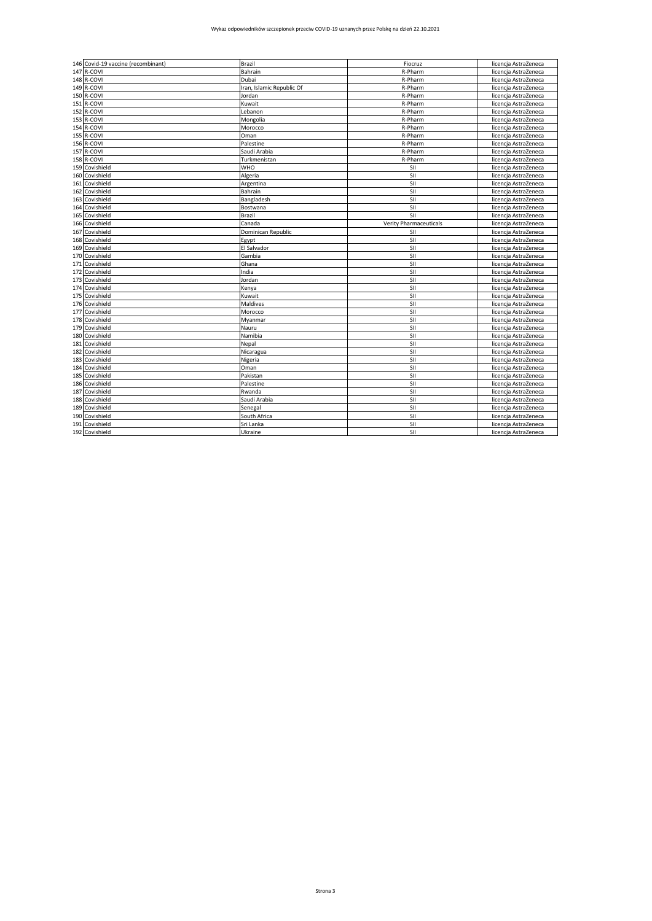| | | | | |
|---|---|---|---|---|
| 146 | Covid-19 vaccine (recombinant) | Brazil | Fiocruz | licencja AstraZeneca |
| 147 | R-COVI | Bahrain | R-Pharm | licencja AstraZeneca |
| 148 | R-COVI | Dubai | R-Pharm | licencja AstraZeneca |
| 149 | R-COVI | Iran, Islamic Republic Of | R-Pharm | licencja AstraZeneca |
| 150 | R-COVI | Jordan | R-Pharm | licencja AstraZeneca |
| 151 | R-COVI | Kuwait | R-Pharm | licencja AstraZeneca |
| 152 | R-COVI | Lebanon | R-Pharm | licencja AstraZeneca |
| 153 | R-COVI | Mongolia | R-Pharm | licencja AstraZeneca |
| 154 | R-COVI | Morocco | R-Pharm | licencja AstraZeneca |
| 155 | R-COVI | Oman | R-Pharm | licencja AstraZeneca |
| 156 | R-COVI | Palestine | R-Pharm | licencja AstraZeneca |
| 157 | R-COVI | Saudi Arabia | R-Pharm | licencja AstraZeneca |
| 158 | R-COVI | Turkmenistan | R-Pharm | licencja AstraZeneca |
| 159 | Covishield | WHO | SII | licencja AstraZeneca |
| 160 | Covishield | Algeria | SII | licencja AstraZeneca |
| 161 | Covishield | Argentina | SII | licencja AstraZeneca |
| 162 | Covishield | Bahrain | SII | licencja AstraZeneca |
| 163 | Covishield | Bangladesh | SII | licencja AstraZeneca |
| 164 | Covishield | Bostwana | SII | licencja AstraZeneca |
| 165 | Covishield | Brazil | SII | licencja AstraZeneca |
| 166 | Covishield | Canada | Verity Pharmaceuticals | licencja AstraZeneca |
| 167 | Covishield | Dominican Republic | SII | licencja AstraZeneca |
| 168 | Covishield | Egypt | SII | licencja AstraZeneca |
| 169 | Covishield | El Salvador | SII | licencja AstraZeneca |
| 170 | Covishield | Gambia | SII | licencja AstraZeneca |
| 171 | Covishield | Ghana | SII | licencja AstraZeneca |
| 172 | Covishield | India | SII | licencja AstraZeneca |
| 173 | Covishield | Jordan | SII | licencja AstraZeneca |
| 174 | Covishield | Kenya | SII | licencja AstraZeneca |
| 175 | Covishield | Kuwait | SII | licencja AstraZeneca |
| 176 | Covishield | Maldives | SII | licencja AstraZeneca |
| 177 | Covishield | Morocco | SII | licencja AstraZeneca |
| 178 | Covishield | Myanmar | SII | licencja AstraZeneca |
| 179 | Covishield | Nauru | SII | licencja AstraZeneca |
| 180 | Covishield | Namibia | SII | licencja AstraZeneca |
| 181 | Covishield | Nepal | SII | licencja AstraZeneca |
| 182 | Covishield | Nicaragua | SII | licencja AstraZeneca |
| 183 | Covishield | Nigeria | SII | licencja AstraZeneca |
| 184 | Covishield | Oman | SII | licencja AstraZeneca |
| 185 | Covishield | Pakistan | SII | licencja AstraZeneca |
| 186 | Covishield | Palestine | SII | licencja AstraZeneca |
| 187 | Covishield | Rwanda | SII | licencja AstraZeneca |
| 188 | Covishield | Saudi Arabia | SII | licencja AstraZeneca |
| 189 | Covishield | Senegal | SII | licencja AstraZeneca |
| 190 | Covishield | South Africa | SII | licencja AstraZeneca |
| 191 | Covishield | Sri Lanka | SII | licencja AstraZeneca |
| 192 | Covishield | Ukraine | SII | licencja AstraZeneca |